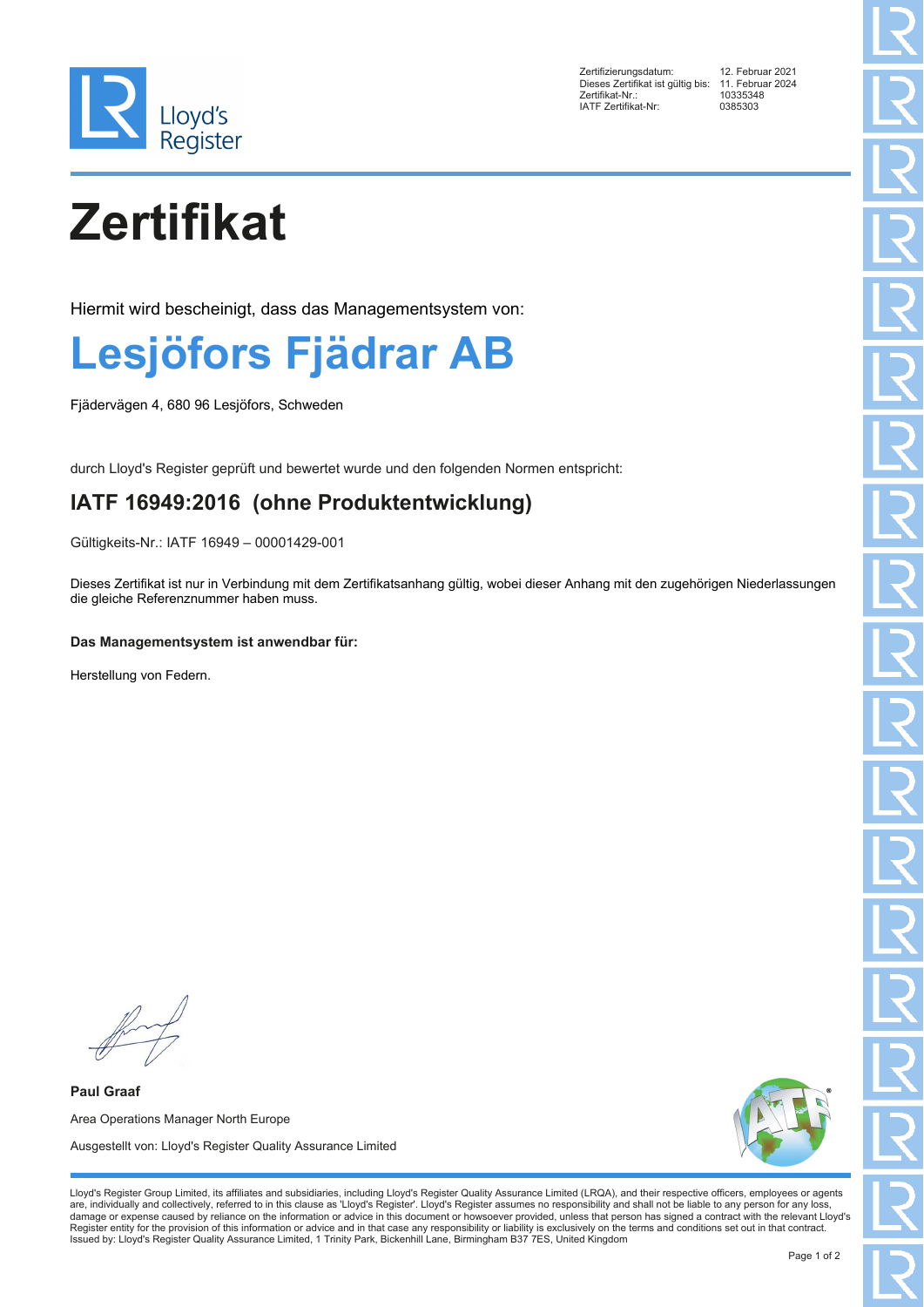| | |
|---|---|
| Zertifizierungsdatum: | 12. Februar 2021 |
| Dieses Zertifikat ist gültig bis: | 11. Februar 2024 |
| Zertifikat-Nr.: | 10335348 |
| IATF Zertifikat-Nr: | 0385303 |

# Zertifikat

Hiermit wird bescheinigt, dass das Managementsystem von:

## Lesjöfors Fjädrar AB

Fjädervägen 4, 680 96 Lesjöfors, Schweden

durch Lloyd's Register geprüft und bewertet wurde und den folgenden Normen entspricht:

## IATF 16949:2016 (ohne Produktentwicklung)

Gültigkeits-Nr.: IATF 16949 – 00001429-001

Dieses Zertifikat ist nur in Verbindung mit dem Zertifikatsanhang gültig, wobei dieser Anhang mit den zugehörigen Niederlassungen die gleiche Referenznummer haben muss.

**Das Managementsystem ist anwendbar für:**

Herstellung von Federn.

**Paul Graaf**

Area Operations Manager North Europe

Ausgestellt von: Lloyd's Register Quality Assurance Limited

Lloyd's Register Group Limited, its affiliates and subsidiaries, including Lloyd's Register Quality Assurance Limited (LRQA), and their respective officers, employees or agents are, individually and collectively, referred to in this clause as 'Lloyd's Register'. Lloyd's Register assumes no responsibility and shall not be liable to any person for any loss, damage or expense caused by reliance on the information or advice in this document or howsoever provided, unless that person has signed a contract with the relevant Lloyd's Register entity for the provision of this information or advice and in that case any responsibility or liability is exclusively on the terms and conditions set out in that contract.
Issued by: Lloyd's Register Quality Assurance Limited, 1 Trinity Park, Bickenhill Lane, Birmingham B37 7ES, United Kingdom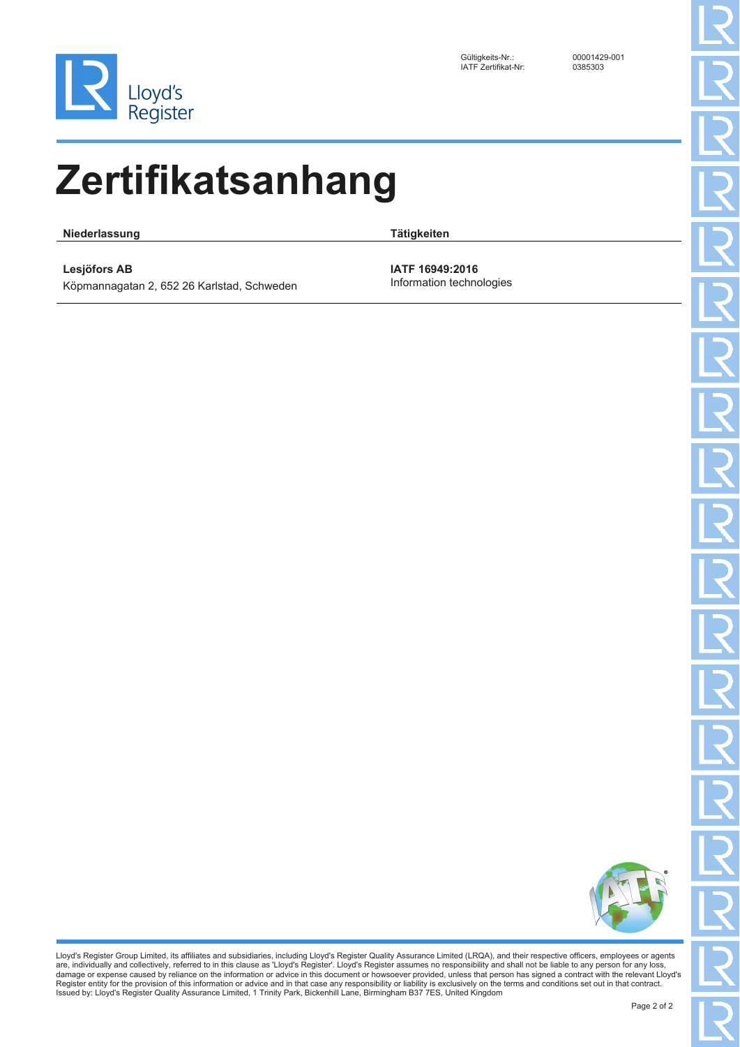Lloyd's Register

| | |
|---|---|
| Gültigkeits-Nr.: | 00001429-001 |
| IATF Zertifikat-Nr: | 0385303 |

# Zertifikatsanhang

| Niederlassung | Tätigkeiten |
|---|---|
| **Lesjöfors AB**<br>Köpmannagatan 2, 652 26 Karlstad, Schweden | **IATF 16949:2016**<br>Information technologies |

Lloyd's Register Group Limited, its affiliates and subsidiaries, including Lloyd's Register Quality Assurance Limited (LRQA), and their respective officers, employees or agents are, individually and collectively, referred to in this clause as 'Lloyd's Register'. Lloyd's Register assumes no responsibility and shall not be liable to any person for any loss, damage or expense caused by reliance on the information or advice in this document or howsoever provided, unless that person has signed a contract with the relevant Lloyd's Register entity for the provision of this information or advice and in that case any responsibility or liability is exclusively on the terms and conditions set out in that contract.
Issued by: Lloyd's Register Quality Assurance Limited, 1 Trinity Park, Bickenhill Lane, Birmingham B37 7ES, United Kingdom